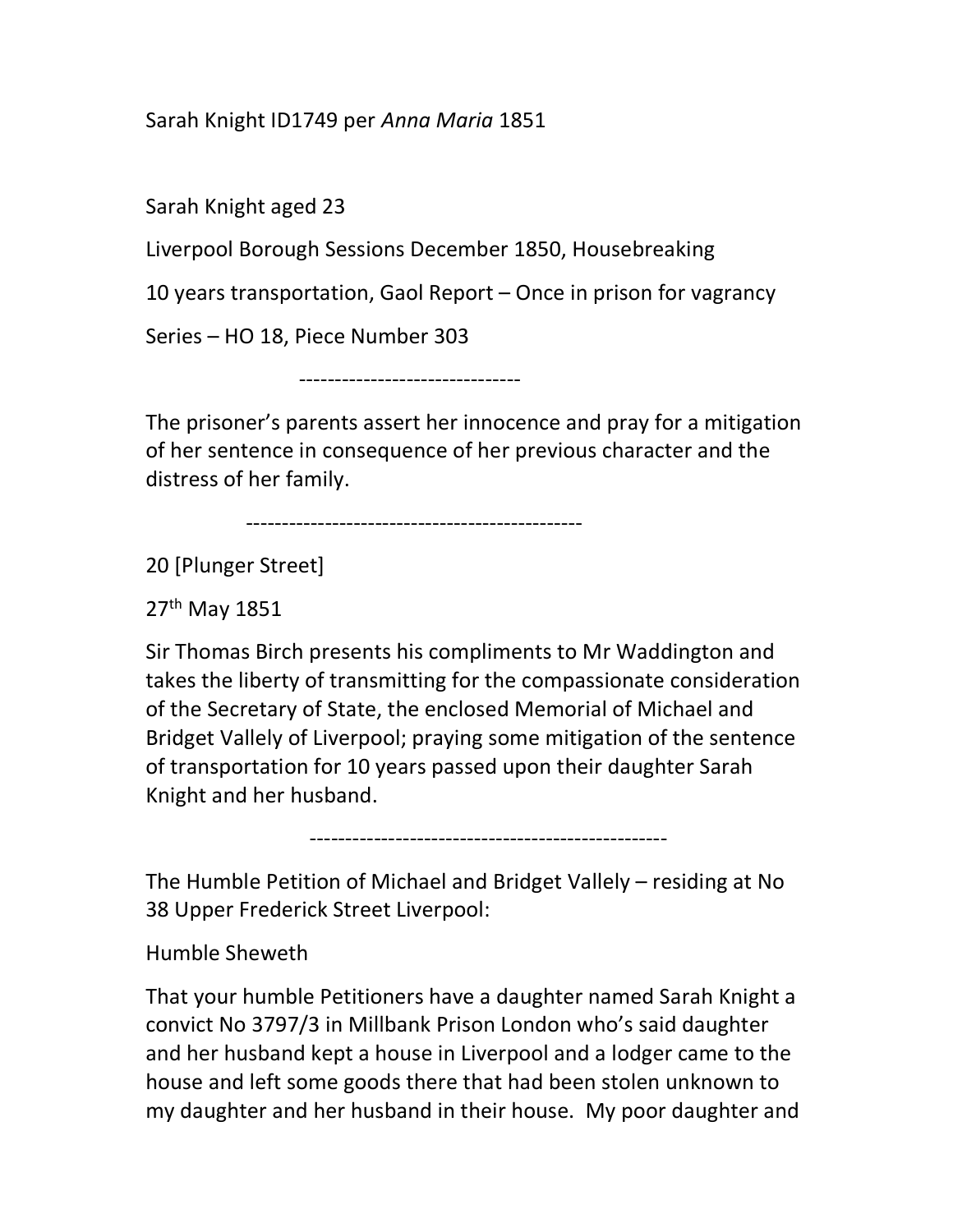Sarah Knight ID1749 per *Anna Maria* 1851

Sarah Knight aged 23

Liverpool Borough Sessions December 1850, Housebreaking

10 years transportation, Gaol Report – Once in prison for vagrancy

Series – HO 18, Piece Number 303

-------------------------------

The prisoner's parents assert her innocence and pray for a mitigation of her sentence in consequence of her previous character and the distress of her family.

-----------------------------------------------

20 [Plunger Street]

27th May 1851

Sir Thomas Birch presents his compliments to Mr Waddington and takes the liberty of transmitting for the compassionate consideration of the Secretary of State, the enclosed Memorial of Michael and Bridget Vallely of Liverpool; praying some mitigation of the sentence of transportation for 10 years passed upon their daughter Sarah Knight and her husband.

-------------------------------------------------

The Humble Petition of Michael and Bridget Vallely – residing at No 38 Upper Frederick Street Liverpool:

Humble Sheweth

That your humble Petitioners have a daughter named Sarah Knight a convict No 3797/3 in Millbank Prison London who's said daughter and her husband kept a house in Liverpool and a lodger came to the house and left some goods there that had been stolen unknown to my daughter and her husband in their house. My poor daughter and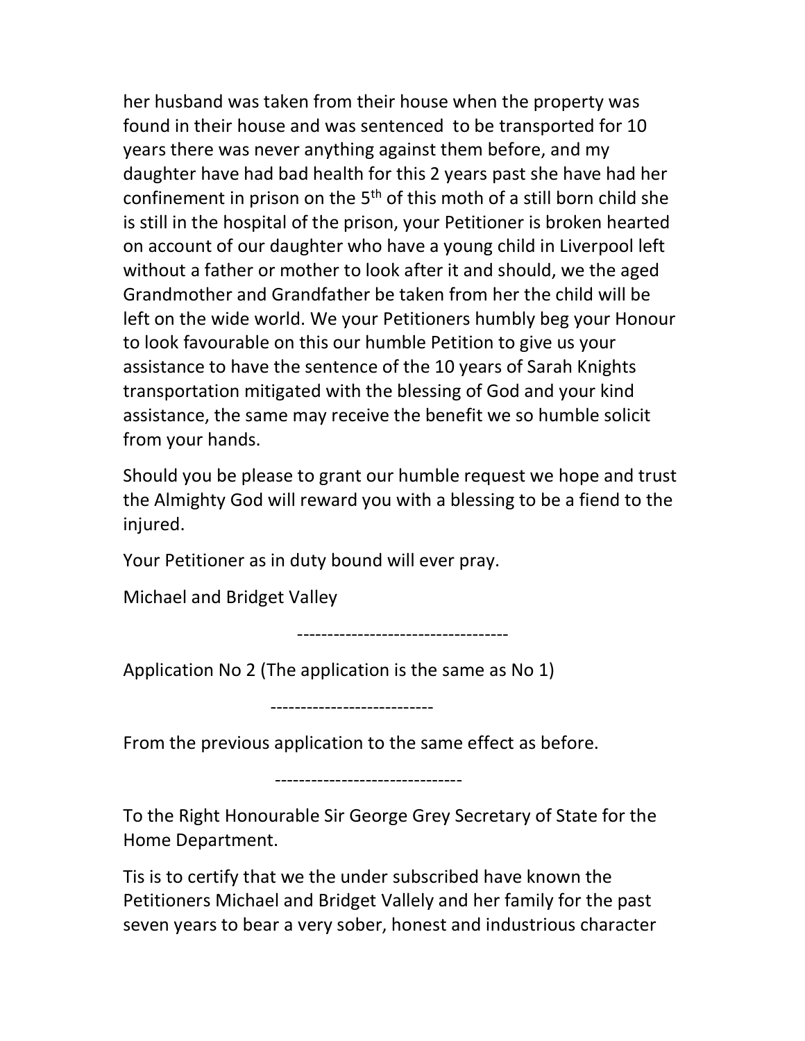her husband was taken from their house when the property was found in their house and was sentenced to be transported for 10 years there was never anything against them before, and my daughter have had bad health for this 2 years past she have had her confinement in prison on the 5th of this moth of a still born child she is still in the hospital of the prison, your Petitioner is broken hearted on account of our daughter who have a young child in Liverpool left without a father or mother to look after it and should, we the aged Grandmother and Grandfather be taken from her the child will be left on the wide world. We your Petitioners humbly beg your Honour to look favourable on this our humble Petition to give us your assistance to have the sentence of the 10 years of Sarah Knights transportation mitigated with the blessing of God and your kind assistance, the same may receive the benefit we so humble solicit from your hands.

Should you be please to grant our humble request we hope and trust the Almighty God will reward you with a blessing to be a fiend to the injured.

Your Petitioner as in duty bound will ever pray.

Michael and Bridget Valley

-----------------------------------

Application No 2 (The application is the same as No 1)

---------------------------

From the previous application to the same effect as before.

-------------------------------

To the Right Honourable Sir George Grey Secretary of State for the Home Department.

Tis is to certify that we the under subscribed have known the Petitioners Michael and Bridget Vallely and her family for the past seven years to bear a very sober, honest and industrious character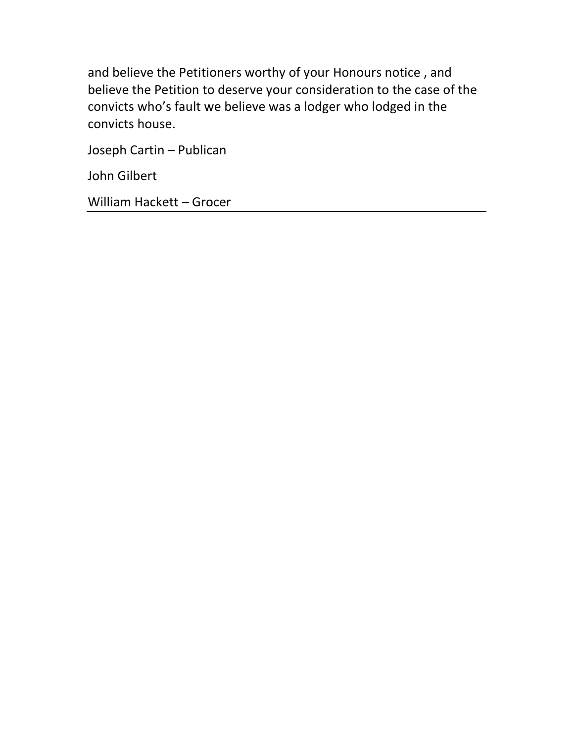and believe the Petitioners worthy of your Honours notice , and believe the Petition to deserve your consideration to the case of the convicts who's fault we believe was a lodger who lodged in the convicts house.

Joseph Cartin – Publican

John Gilbert

William Hackett – Grocer

---